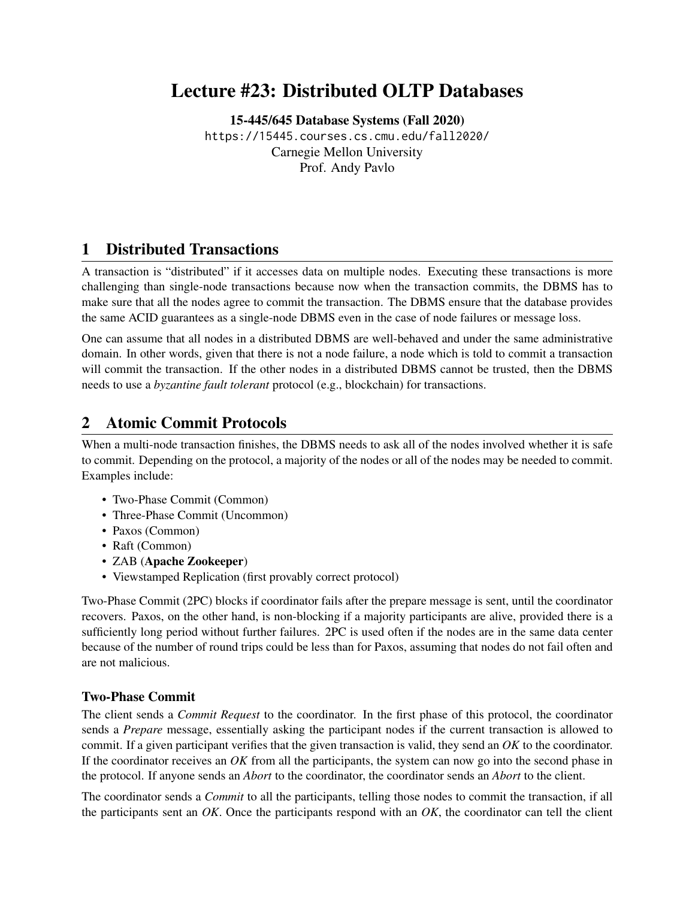# Lecture #23: Distributed OLTP Databases

**15-445/645 Database Systems (Fall 2020)**

https://15445.courses.cs.cmu.edu/fall2020/

Carnegie Mellon University

Prof. Andy Pavlo

## 1 Distributed Transactions

A transaction is "distributed" if it accesses data on multiple nodes. Executing these transactions is more challenging than single-node transactions because now when the transaction commits, the DBMS has to make sure that all the nodes agree to commit the transaction. The DBMS ensure that the database provides the same ACID guarantees as a single-node DBMS even in the case of node failures or message loss.

One can assume that all nodes in a distributed DBMS are well-behaved and under the same administrative domain. In other words, given that there is not a node failure, a node which is told to commit a transaction will commit the transaction. If the other nodes in a distributed DBMS cannot be trusted, then the DBMS needs to use a *byzantine fault tolerant* protocol (e.g., blockchain) for transactions.

## 2 Atomic Commit Protocols

When a multi-node transaction finishes, the DBMS needs to ask all of the nodes involved whether it is safe to commit. Depending on the protocol, a majority of the nodes or all of the nodes may be needed to commit. Examples include:

- Two-Phase Commit (Common)
- Three-Phase Commit (Uncommon)
- Paxos (Common)
- Raft (Common)
- ZAB (**Apache Zookeeper**)
- Viewstamped Replication (first provably correct protocol)

Two-Phase Commit (2PC) blocks if coordinator fails after the prepare message is sent, until the coordinator recovers. Paxos, on the other hand, is non-blocking if a majority participants are alive, provided there is a sufficiently long period without further failures. 2PC is used often if the nodes are in the same data center because of the number of round trips could be less than for Paxos, assuming that nodes do not fail often and are not malicious.

### Two-Phase Commit

The client sends a *Commit Request* to the coordinator. In the first phase of this protocol, the coordinator sends a *Prepare* message, essentially asking the participant nodes if the current transaction is allowed to commit. If a given participant verifies that the given transaction is valid, they send an *OK* to the coordinator. If the coordinator receives an *OK* from all the participants, the system can now go into the second phase in the protocol. If anyone sends an *Abort* to the coordinator, the coordinator sends an *Abort* to the client.

The coordinator sends a *Commit* to all the participants, telling those nodes to commit the transaction, if all the participants sent an *OK*. Once the participants respond with an *OK*, the coordinator can tell the client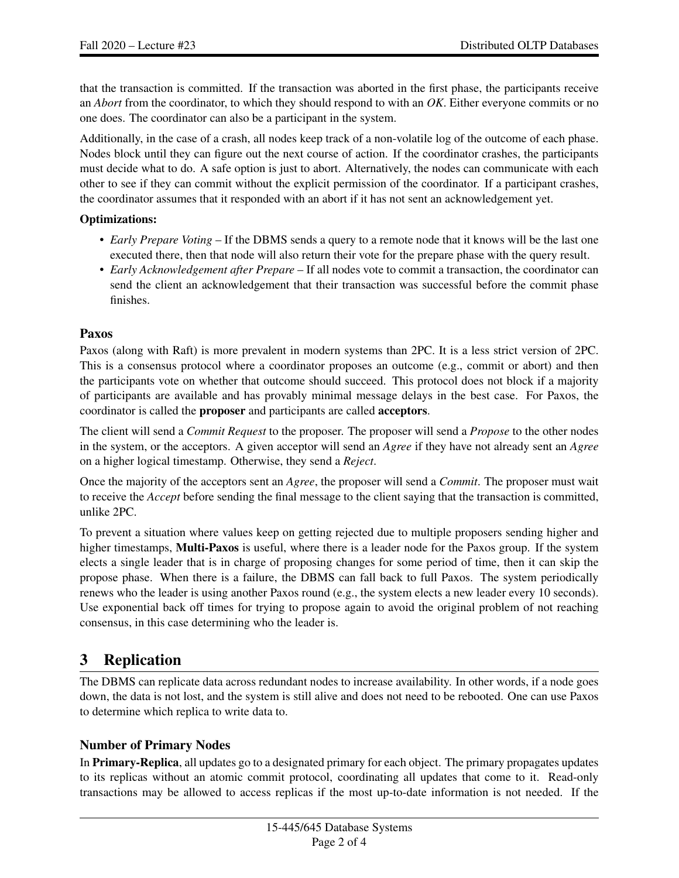that the transaction is committed. If the transaction was aborted in the first phase, the participants receive an *Abort* from the coordinator, to which they should respond to with an *OK*. Either everyone commits or no one does. The coordinator can also be a participant in the system.

Additionally, in the case of a crash, all nodes keep track of a non-volatile log of the outcome of each phase. Nodes block until they can figure out the next course of action. If the coordinator crashes, the participants must decide what to do. A safe option is just to abort. Alternatively, the nodes can communicate with each other to see if they can commit without the explicit permission of the coordinator. If a participant crashes, the coordinator assumes that it responded with an abort if it has not sent an acknowledgement yet.

**Optimizations:**

- *Early Prepare Voting* – If the DBMS sends a query to a remote node that it knows will be the last one executed there, then that node will also return their vote for the prepare phase with the query result.
- *Early Acknowledgement after Prepare* – If all nodes vote to commit a transaction, the coordinator can send the client an acknowledgement that their transaction was successful before the commit phase finishes.

### Paxos

Paxos (along with Raft) is more prevalent in modern systems than 2PC. It is a less strict version of 2PC. This is a consensus protocol where a coordinator proposes an outcome (e.g., commit or abort) and then the participants vote on whether that outcome should succeed. This protocol does not block if a majority of participants are available and has provably minimal message delays in the best case. For Paxos, the coordinator is called the **proposer** and participants are called **acceptors**.

The client will send a *Commit Request* to the proposer. The proposer will send a *Propose* to the other nodes in the system, or the acceptors. A given acceptor will send an *Agree* if they have not already sent an *Agree* on a higher logical timestamp. Otherwise, they send a *Reject*.

Once the majority of the acceptors sent an *Agree*, the proposer will send a *Commit*. The proposer must wait to receive the *Accept* before sending the final message to the client saying that the transaction is committed, unlike 2PC.

To prevent a situation where values keep on getting rejected due to multiple proposers sending higher and higher timestamps, **Multi-Paxos** is useful, where there is a leader node for the Paxos group. If the system elects a single leader that is in charge of proposing changes for some period of time, then it can skip the propose phase. When there is a failure, the DBMS can fall back to full Paxos. The system periodically renews who the leader is using another Paxos round (e.g., the system elects a new leader every 10 seconds). Use exponential back off times for trying to propose again to avoid the original problem of not reaching consensus, in this case determining who the leader is.

## 3 Replication

The DBMS can replicate data across redundant nodes to increase availability. In other words, if a node goes down, the data is not lost, and the system is still alive and does not need to be rebooted. One can use Paxos to determine which replica to write data to.

### Number of Primary Nodes

In **Primary-Replica**, all updates go to a designated primary for each object. The primary propagates updates to its replicas without an atomic commit protocol, coordinating all updates that come to it. Read-only transactions may be allowed to access replicas if the most up-to-date information is not needed. If the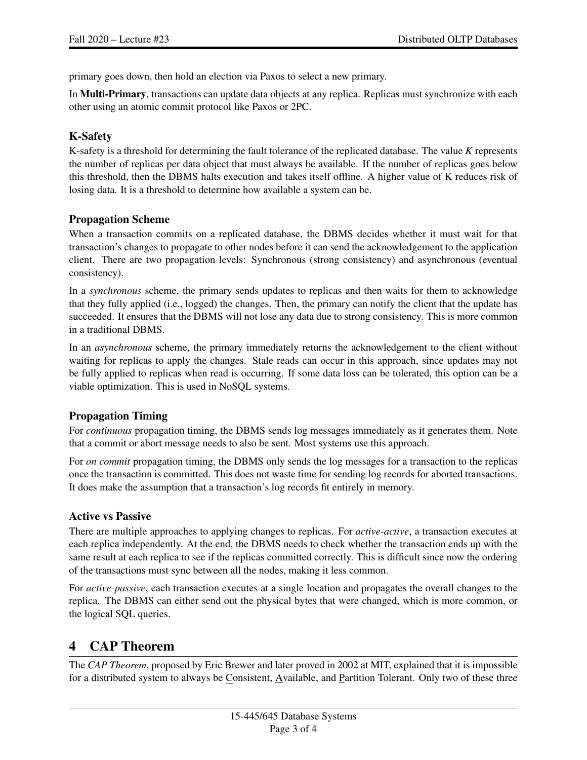primary goes down, then hold an election via Paxos to select a new primary.

In **Multi-Primary**, transactions can update data objects at any replica. Replicas must synchronize with each other using an atomic commit protocol like Paxos or 2PC.

### K-Safety

K-safety is a threshold for determining the fault tolerance of the replicated database. The value *K* represents the number of replicas per data object that must always be available. If the number of replicas goes below this threshold, then the DBMS halts execution and takes itself offline. A higher value of K reduces risk of losing data. It is a threshold to determine how available a system can be.

### Propagation Scheme

When a transaction commits on a replicated database, the DBMS decides whether it must wait for that transaction's changes to propagate to other nodes before it can send the acknowledgement to the application client. There are two propagation levels: Synchronous (strong consistency) and asynchronous (eventual consistency).

In a *synchronous* scheme, the primary sends updates to replicas and then waits for them to acknowledge that they fully applied (i.e., logged) the changes. Then, the primary can notify the client that the update has succeeded. It ensures that the DBMS will not lose any data due to strong consistency. This is more common in a traditional DBMS.

In an *asynchronous* scheme, the primary immediately returns the acknowledgement to the client without waiting for replicas to apply the changes. Stale reads can occur in this approach, since updates may not be fully applied to replicas when read is occurring. If some data loss can be tolerated, this option can be a viable optimization. This is used in NoSQL systems.

### Propagation Timing

For *continuous* propagation timing, the DBMS sends log messages immediately as it generates them. Note that a commit or abort message needs to also be sent. Most systems use this approach.

For *on commit* propagation timing, the DBMS only sends the log messages for a transaction to the replicas once the transaction is committed. This does not waste time for sending log records for aborted transactions. It does make the assumption that a transaction's log records fit entirely in memory.

### Active vs Passive

There are multiple approaches to applying changes to replicas. For *active-active*, a transaction executes at each replica independently. At the end, the DBMS needs to check whether the transaction ends up with the same result at each replica to see if the replicas committed correctly. This is difficult since now the ordering of the transactions must sync between all the nodes, making it less common.

For *active-passive*, each transaction executes at a single location and propagates the overall changes to the replica. The DBMS can either send out the physical bytes that were changed, which is more common, or the logical SQL queries.

## 4 CAP Theorem

The *CAP Theorem*, proposed by Eric Brewer and later proved in 2002 at MIT, explained that it is impossible for a distributed system to always be Consistent, Available, and Partition Tolerant. Only two of these three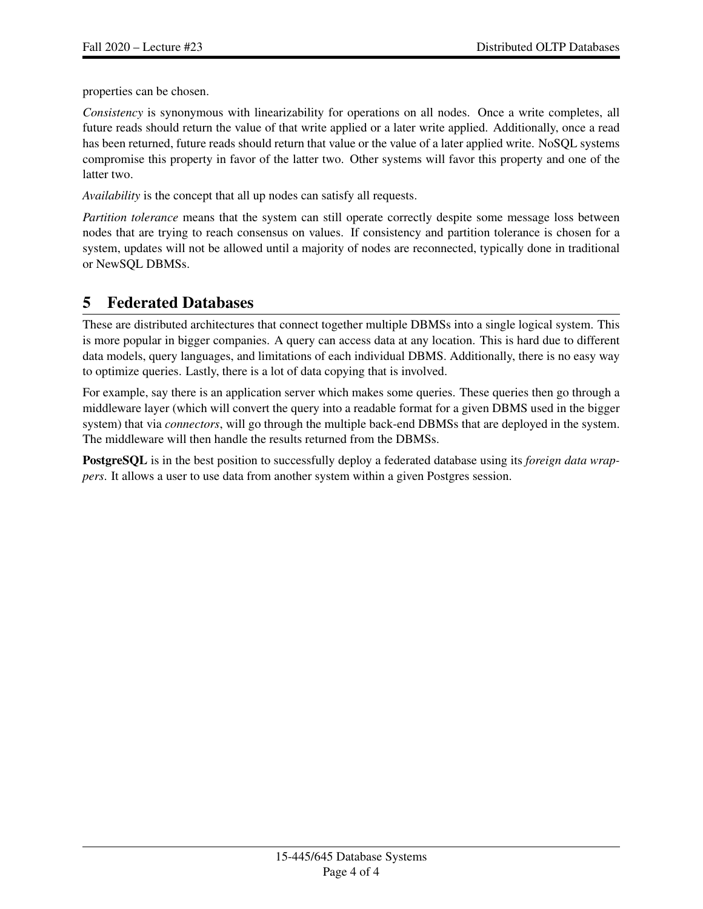properties can be chosen.

*Consistency* is synonymous with linearizability for operations on all nodes. Once a write completes, all future reads should return the value of that write applied or a later write applied. Additionally, once a read has been returned, future reads should return that value or the value of a later applied write. NoSQL systems compromise this property in favor of the latter two. Other systems will favor this property and one of the latter two.

*Availability* is the concept that all up nodes can satisfy all requests.

*Partition tolerance* means that the system can still operate correctly despite some message loss between nodes that are trying to reach consensus on values. If consistency and partition tolerance is chosen for a system, updates will not be allowed until a majority of nodes are reconnected, typically done in traditional or NewSQL DBMSs.

## 5 Federated Databases

These are distributed architectures that connect together multiple DBMSs into a single logical system. This is more popular in bigger companies. A query can access data at any location. This is hard due to different data models, query languages, and limitations of each individual DBMS. Additionally, there is no easy way to optimize queries. Lastly, there is a lot of data copying that is involved.

For example, say there is an application server which makes some queries. These queries then go through a middleware layer (which will convert the query into a readable format for a given DBMS used in the bigger system) that via *connectors*, will go through the multiple back-end DBMSs that are deployed in the system. The middleware will then handle the results returned from the DBMSs.

**PostgreSQL** is in the best position to successfully deploy a federated database using its *foreign data wrappers*. It allows a user to use data from another system within a given Postgres session.